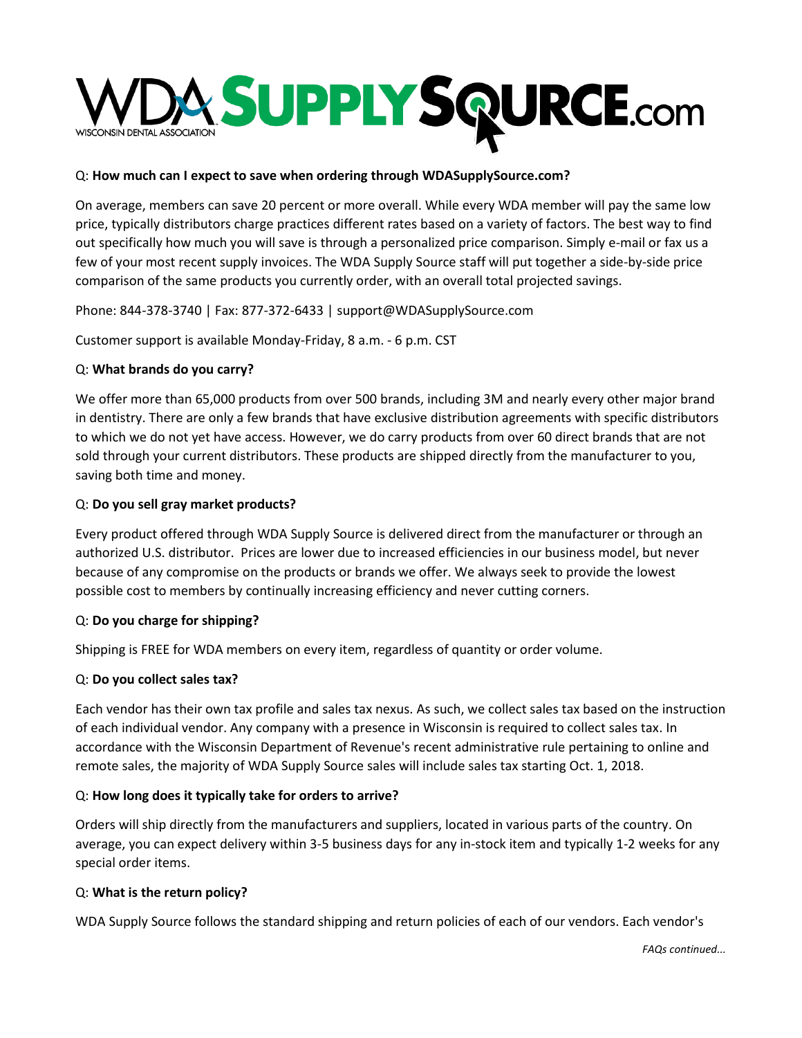# WDA SUPPLY SOURCE.com

WISCONSIN DENTAL ASSOCIATION

Q: **How much can I expect to save when ordering through WDASupplySource.com?**

On average, members can save 20 percent or more overall. While every WDA member will pay the same low price, typically distributors charge practices different rates based on a variety of factors. The best way to find out specifically how much you will save is through a personalized price comparison. Simply e-mail or fax us a few of your most recent supply invoices. The WDA Supply Source staff will put together a side-by-side price comparison of the same products you currently order, with an overall total projected savings.

Phone: 844-378-3740 | Fax: 877-372-6433 | support@WDASupplySource.com

Customer support is available Monday-Friday, 8 a.m. - 6 p.m. CST

Q: **What brands do you carry?**

We offer more than 65,000 products from over 500 brands, including 3M and nearly every other major brand in dentistry. There are only a few brands that have exclusive distribution agreements with specific distributors to which we do not yet have access. However, we do carry products from over 60 direct brands that are not sold through your current distributors. These products are shipped directly from the manufacturer to you, saving both time and money.

Q: **Do you sell gray market products?**

Every product offered through WDA Supply Source is delivered direct from the manufacturer or through an authorized U.S. distributor. Prices are lower due to increased efficiencies in our business model, but never because of any compromise on the products or brands we offer. We always seek to provide the lowest possible cost to members by continually increasing efficiency and never cutting corners.

Q: **Do you charge for shipping?**

Shipping is FREE for WDA members on every item, regardless of quantity or order volume.

Q: **Do you collect sales tax?**

Each vendor has their own tax profile and sales tax nexus. As such, we collect sales tax based on the instruction of each individual vendor. Any company with a presence in Wisconsin is required to collect sales tax. In accordance with the Wisconsin Department of Revenue's recent administrative rule pertaining to online and remote sales, the majority of WDA Supply Source sales will include sales tax starting Oct. 1, 2018.

Q: **How long does it typically take for orders to arrive?**

Orders will ship directly from the manufacturers and suppliers, located in various parts of the country. On average, you can expect delivery within 3-5 business days for any in-stock item and typically 1-2 weeks for any special order items.

Q: **What is the return policy?**

WDA Supply Source follows the standard shipping and return policies of each of our vendors. Each vendor's

*FAQs continued...*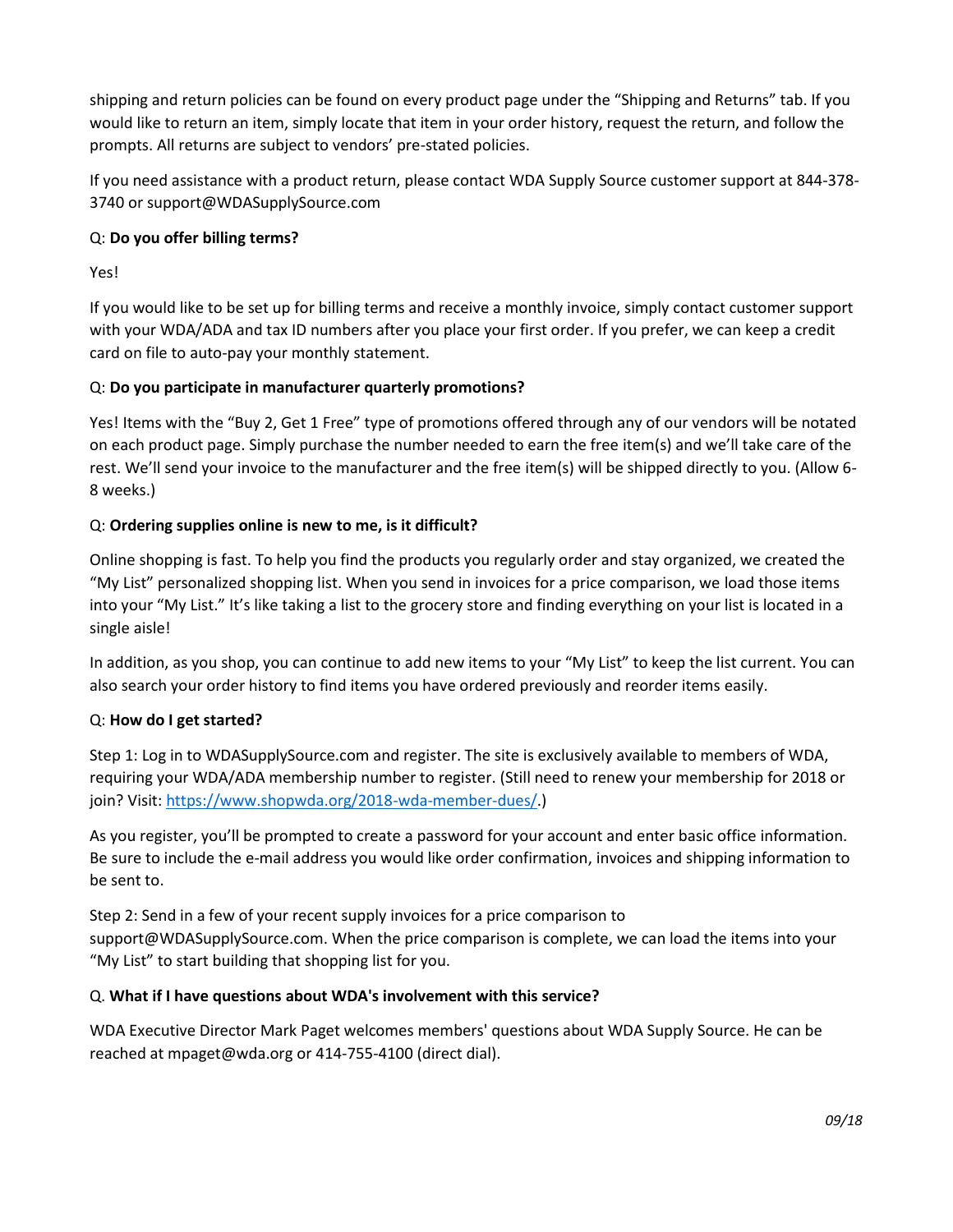shipping and return policies can be found on every product page under the "Shipping and Returns" tab. If you would like to return an item, simply locate that item in your order history, request the return, and follow the prompts. All returns are subject to vendors' pre-stated policies.

If you need assistance with a product return, please contact WDA Supply Source customer support at 844-378-3740 or support@WDASupplySource.com

Q: **Do you offer billing terms?**

Yes!

If you would like to be set up for billing terms and receive a monthly invoice, simply contact customer support with your WDA/ADA and tax ID numbers after you place your first order. If you prefer, we can keep a credit card on file to auto-pay your monthly statement.

Q: **Do you participate in manufacturer quarterly promotions?**

Yes! Items with the "Buy 2, Get 1 Free" type of promotions offered through any of our vendors will be notated on each product page. Simply purchase the number needed to earn the free item(s) and we'll take care of the rest. We'll send your invoice to the manufacturer and the free item(s) will be shipped directly to you. (Allow 6-8 weeks.)

Q: **Ordering supplies online is new to me, is it difficult?**

Online shopping is fast. To help you find the products you regularly order and stay organized, we created the "My List" personalized shopping list. When you send in invoices for a price comparison, we load those items into your "My List." It's like taking a list to the grocery store and finding everything on your list is located in a single aisle!

In addition, as you shop, you can continue to add new items to your "My List" to keep the list current. You can also search your order history to find items you have ordered previously and reorder items easily.

Q: **How do I get started?**

Step 1: Log in to WDASupplySource.com and register. The site is exclusively available to members of WDA, requiring your WDA/ADA membership number to register. (Still need to renew your membership for 2018 or join? Visit: https://www.shopwda.org/2018-wda-member-dues/.)

As you register, you'll be prompted to create a password for your account and enter basic office information. Be sure to include the e-mail address you would like order confirmation, invoices and shipping information to be sent to.

Step 2: Send in a few of your recent supply invoices for a price comparison to support@WDASupplySource.com. When the price comparison is complete, we can load the items into your "My List" to start building that shopping list for you.

Q. **What if I have questions about WDA's involvement with this service?**

WDA Executive Director Mark Paget welcomes members' questions about WDA Supply Source. He can be reached at mpaget@wda.org or 414-755-4100 (direct dial).

*09/18*